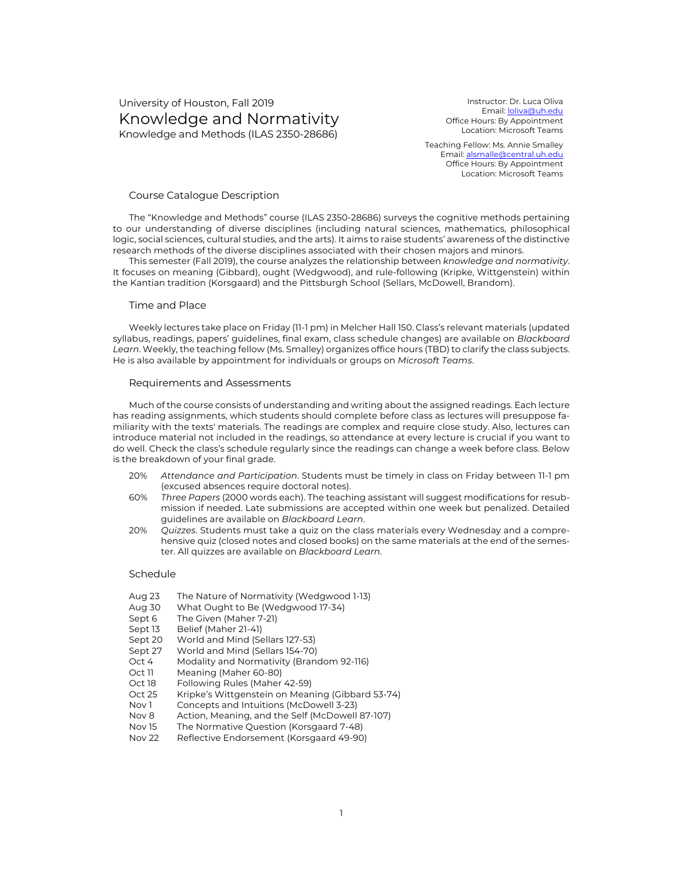University of Houston, Fall 2019

# Knowledge and Normativity

Knowledge and Methods (ILAS 2350-28686)

Instructor: Dr. Luca Oliva
Email: loliva@uh.edu
Office Hours: By Appointment
Location: Microsoft Teams

Teaching Fellow: Ms. Annie Smalley
Email: alsmalle@central.uh.edu
Office Hours: By Appointment
Location: Microsoft Teams

## Course Catalogue Description

The "Knowledge and Methods" course (ILAS 2350-28686) surveys the cognitive methods pertaining to our understanding of diverse disciplines (including natural sciences, mathematics, philosophical logic, social sciences, cultural studies, and the arts). It aims to raise students' awareness of the distinctive research methods of the diverse disciplines associated with their chosen majors and minors.

This semester (Fall 2019), the course analyzes the relationship between *knowledge and normativity*. It focuses on meaning (Gibbard), ought (Wedgwood), and rule-following (Kripke, Wittgenstein) within the Kantian tradition (Korsgaard) and the Pittsburgh School (Sellars, McDowell, Brandom).

## Time and Place

Weekly lectures take place on Friday (11-1 pm) in Melcher Hall 150. Class's relevant materials (updated syllabus, readings, papers' guidelines, final exam, class schedule changes) are available on *Blackboard Learn*. Weekly, the teaching fellow (Ms. Smalley) organizes office hours (TBD) to clarify the class subjects. He is also available by appointment for individuals or groups on *Microsoft Teams*.

## Requirements and Assessments

Much of the course consists of understanding and writing about the assigned readings. Each lecture has reading assignments, which students should complete before class as lectures will presuppose familiarity with the texts' materials. The readings are complex and require close study. Also, lectures can introduce material not included in the readings, so attendance at every lecture is crucial if you want to do well. Check the class's schedule regularly since the readings can change a week before class. Below is the breakdown of your final grade.

- 20% *Attendance and Participation*. Students must be timely in class on Friday between 11-1 pm (excused absences require doctoral notes).
- 60% *Three Papers* (2000 words each). The teaching assistant will suggest modifications for resubmission if needed. Late submissions are accepted within one week but penalized. Detailed guidelines are available on *Blackboard Learn*.
- 20% *Quizzes*. Students must take a quiz on the class materials every Wednesday and a comprehensive quiz (closed notes and closed books) on the same materials at the end of the semester. All quizzes are available on *Blackboard Learn*.

## Schedule

- Aug 23 The Nature of Normativity (Wedgwood 1-13)
- Aug 30 What Ought to Be (Wedgwood 17-34)
- Sept 6 The Given (Maher 7-21)
- Sept 13 Belief (Maher 21-41)
- Sept 20 World and Mind (Sellars 127-53)
- Sept 27 World and Mind (Sellars 154-70)
- Oct 4 Modality and Normativity (Brandom 92-116)
- Oct 11 Meaning (Maher 60-80)
- Oct 18 Following Rules (Maher 42-59)
- Oct 25 Kripke's Wittgenstein on Meaning (Gibbard 53-74)
- Nov 1 Concepts and Intuitions (McDowell 3-23)
- Nov 8 Action, Meaning, and the Self (McDowell 87-107)
- Nov 15 The Normative Question (Korsgaard 7-48)
- Nov 22 Reflective Endorsement (Korsgaard 49-90)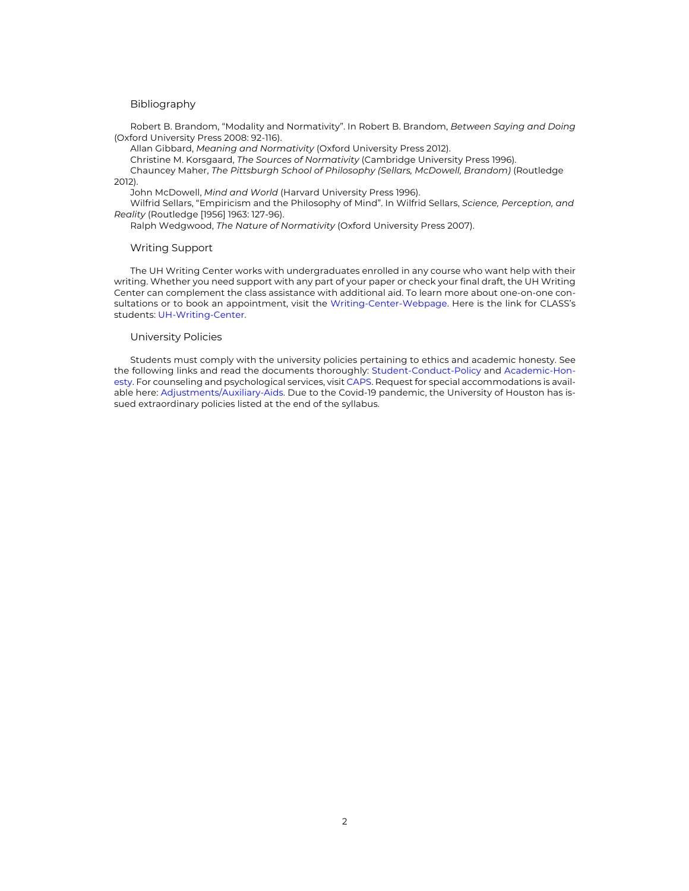## Bibliography

Robert B. Brandom, "Modality and Normativity". In Robert B. Brandom, *Between Saying and Doing* (Oxford University Press 2008: 92-116).

Allan Gibbard, *Meaning and Normativity* (Oxford University Press 2012).

Christine M. Korsgaard, *The Sources of Normativity* (Cambridge University Press 1996).

Chauncey Maher, *The Pittsburgh School of Philosophy (Sellars, McDowell, Brandom)* (Routledge 2012).

John McDowell, *Mind and World* (Harvard University Press 1996).

Wilfrid Sellars, "Empiricism and the Philosophy of Mind". In Wilfrid Sellars, *Science, Perception, and Reality* (Routledge [1956] 1963: 127-96).

Ralph Wedgwood, *The Nature of Normativity* (Oxford University Press 2007).

## Writing Support

The UH Writing Center works with undergraduates enrolled in any course who want help with their writing. Whether you need support with any part of your paper or check your final draft, the UH Writing Center can complement the class assistance with additional aid. To learn more about one-on-one consultations or to book an appointment, visit the Writing-Center-Webpage. Here is the link for CLASS's students: UH-Writing-Center.

## University Policies

Students must comply with the university policies pertaining to ethics and academic honesty. See the following links and read the documents thoroughly: Student-Conduct-Policy and Academic-Honesty. For counseling and psychological services, visit CAPS. Request for special accommodations is available here: Adjustments/Auxiliary-Aids. Due to the Covid-19 pandemic, the University of Houston has issued extraordinary policies listed at the end of the syllabus.